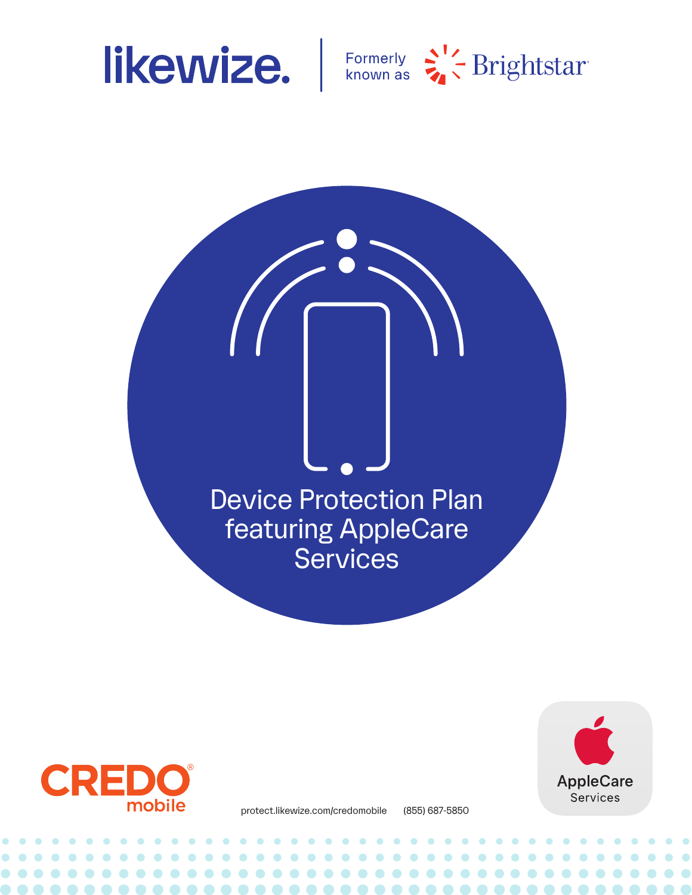likewize. | Formerly known as Brightstar

# Device Protection Plan featuring AppleCare Services

CREDO mobile

protect.likewize.com/credomobile (855) 687-5850

AppleCare Services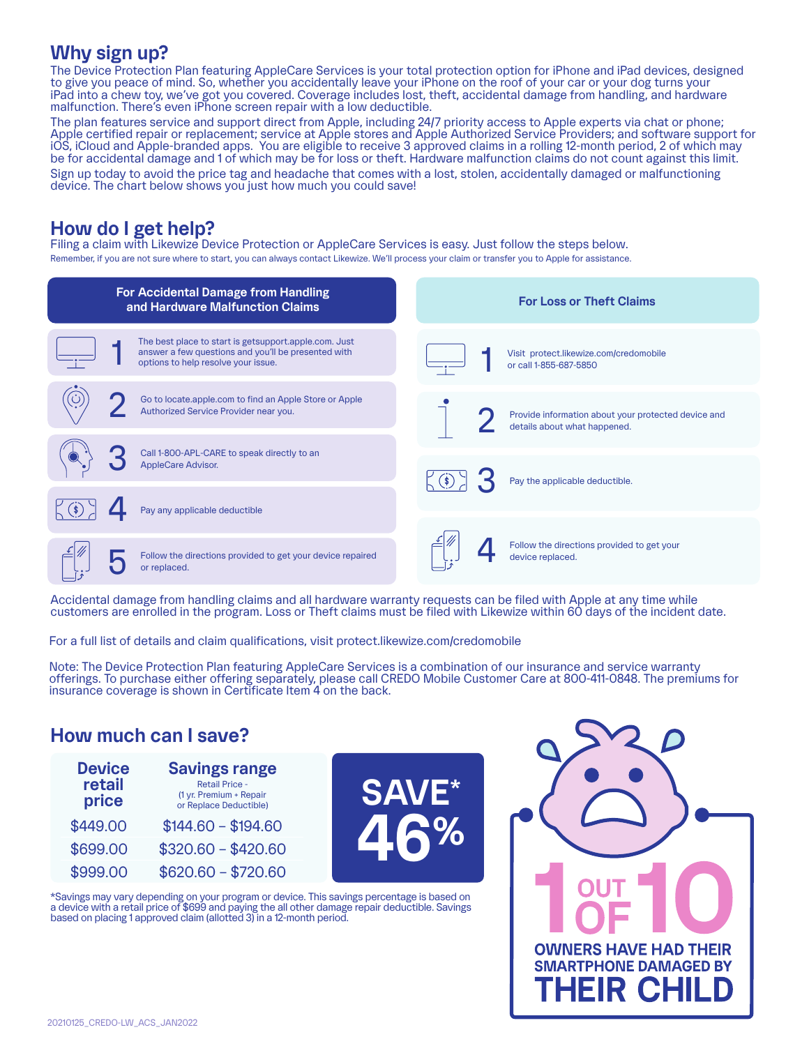## Why sign up?

The Device Protection Plan featuring AppleCare Services is your total protection option for iPhone and iPad devices, designed to give you peace of mind. So, whether you accidentally leave your iPhone on the roof of your car or your dog turns your iPad into a chew toy, we've got you covered. Coverage includes lost, theft, accidental damage from handling, and hardware malfunction. There's even iPhone screen repair with a low deductible.

The plan features service and support direct from Apple, including 24/7 priority access to Apple experts via chat or phone; Apple certified repair or replacement; service at Apple stores and Apple Authorized Service Providers; and software support for iOS, iCloud and Apple-branded apps. You are eligible to receive 3 approved claims in a rolling 12-month period, 2 of which may be for accidental damage and 1 of which may be for loss or theft. Hardware malfunction claims do not count against this limit.

Sign up today to avoid the price tag and headache that comes with a lost, stolen, accidentally damaged or malfunctioning device. The chart below shows you just how much you could save!

## How do I get help?

Filing a claim with Likewize Device Protection or AppleCare Services is easy. Just follow the steps below.

Remember, if you are not sure where to start, you can always contact Likewize. We'll process your claim or transfer you to Apple for assistance.

### For Accidental Damage from Handling and Hardware Malfunction Claims

1. The best place to start is getsupport.apple.com. Just answer a few questions and you'll be presented with options to help resolve your issue.
2. Go to locate.apple.com to find an Apple Store or Apple Authorized Service Provider near you.
3. Call 1-800-APL-CARE to speak directly to an AppleCare Advisor.
4. Pay any applicable deductible
5. Follow the directions provided to get your device repaired or replaced.

### For Loss or Theft Claims

1. Visit protect.likewize.com/credomobile or call 1-855-687-5850
2. Provide information about your protected device and details about what happened.
3. Pay the applicable deductible.
4. Follow the directions provided to get your device replaced.

Accidental damage from handling claims and all hardware warranty requests can be filed with Apple at any time while customers are enrolled in the program. Loss or Theft claims must be filed with Likewize within 60 days of the incident date.

For a full list of details and claim qualifications, visit protect.likewize.com/credomobile

Note: The Device Protection Plan featuring AppleCare Services is a combination of our insurance and service warranty offerings. To purchase either offering separately, please call CREDO Mobile Customer Care at 800-411-0848. The premiums for insurance coverage is shown in Certificate Item 4 on the back.

## How much can I save?

| Device retail price | Savings range Retail Price - (1 yr. Premium + Repair or Replace Deductible) |
|---|---|
| $449.00 | $144.60 – $194.60 |
| $699.00 | $320.60 – $420.60 |
| $999.00 | $620.60 – $720.60 |

**SAVE* 46%**

*Savings may vary depending on your program or device. This savings percentage is based on a device with a retail price of $699 and paying the all other damage repair deductible. Savings based on placing 1 approved claim (allotted 3) in a 12-month period.

**1 OUT OF 10 OWNERS HAVE HAD THEIR SMARTPHONE DAMAGED BY THEIR CHILD**

20210125_CREDO-LW_ACS_JAN2022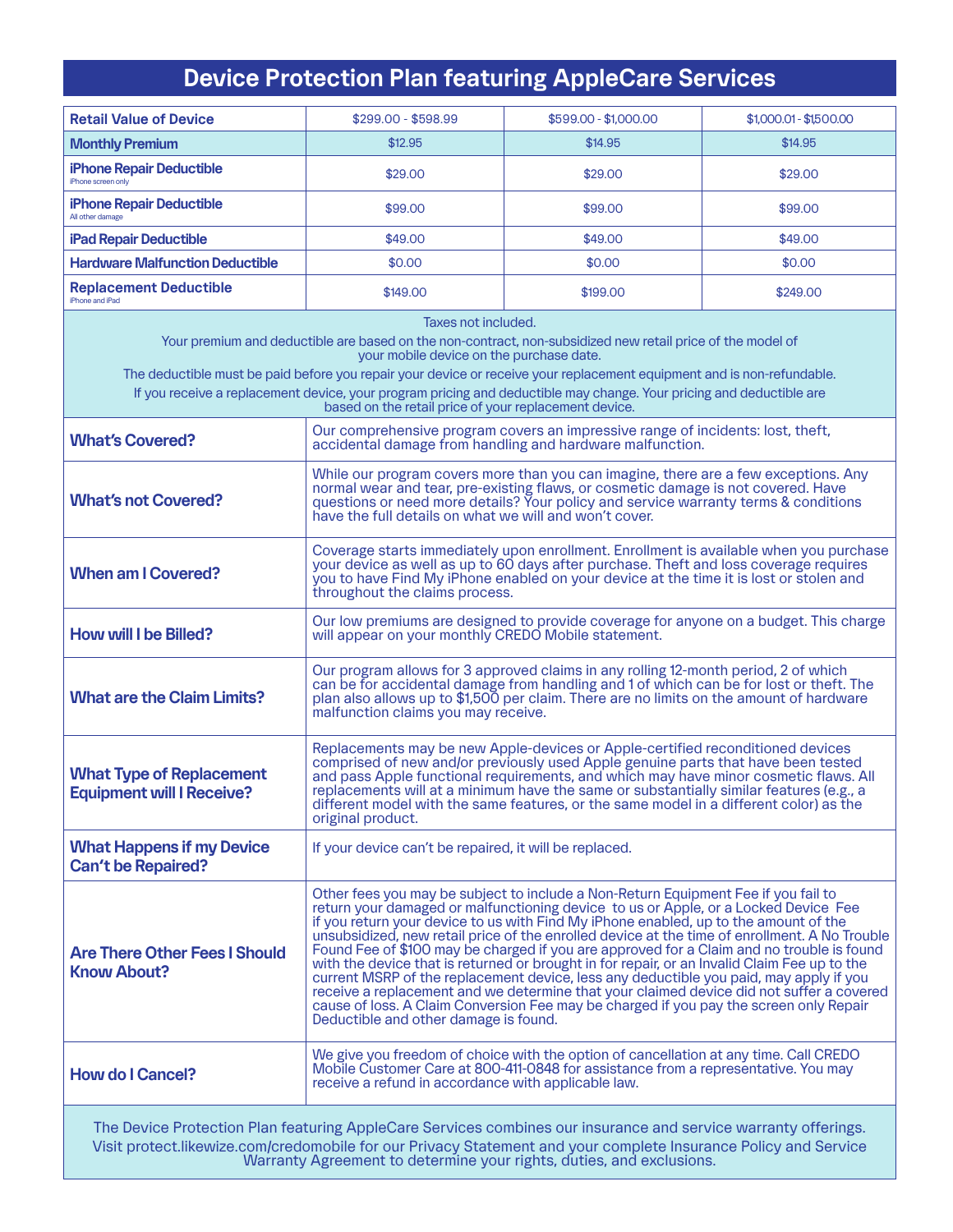# Device Protection Plan featuring AppleCare Services

| Retail Value of Device | $299.00 - $598.99 | $599.00 - $1,000.00 | $1,000.01 - $1,500.00 |
|---|---|---|---|
| **Monthly Premium** | $12.95 | $14.95 | $14.95 |
| **iPhone Repair Deductible** iPhone screen only | $29.00 | $29.00 | $29.00 |
| **iPhone Repair Deductible** All other damage | $99.00 | $99.00 | $99.00 |
| **iPad Repair Deductible** | $49.00 | $49.00 | $49.00 |
| **Hardware Malfunction Deductible** | $0.00 | $0.00 | $0.00 |
| **Replacement Deductible** iPhone and iPad | $149.00 | $199.00 | $249.00 |

Taxes not included.

Your premium and deductible are based on the non-contract, non-subsidized new retail price of the model of your mobile device on the purchase date.

The deductible must be paid before you repair your device or receive your replacement equipment and is non-refundable.

If you receive a replacement device, your program pricing and deductible may change. Your pricing and deductible are based on the retail price of your replacement device.

| | |
|---|---|
| **What's Covered?** | Our comprehensive program covers an impressive range of incidents: lost, theft, accidental damage from handling and hardware malfunction. |
| **What's not Covered?** | While our program covers more than you can imagine, there are a few exceptions. Any normal wear and tear, pre-existing flaws, or cosmetic damage is not covered. Have questions or need more details? Your policy and service warranty terms & conditions have the full details on what we will and won't cover. |
| **When am I Covered?** | Coverage starts immediately upon enrollment. Enrollment is available when you purchase your device as well as up to 60 days after purchase. Theft and loss coverage requires you to have Find My iPhone enabled on your device at the time it is lost or stolen and throughout the claims process. |
| **How will I be Billed?** | Our low premiums are designed to provide coverage for anyone on a budget. This charge will appear on your monthly CREDO Mobile statement. |
| **What are the Claim Limits?** | Our program allows for 3 approved claims in any rolling 12-month period, 2 of which can be for accidental damage from handling and 1 of which can be for lost or theft. The plan also allows up to $1,500 per claim. There are no limits on the amount of hardware malfunction claims you may receive. |
| **What Type of Replacement Equipment will I Receive?** | Replacements may be new Apple-devices or Apple-certified reconditioned devices comprised of new and/or previously used Apple genuine parts that have been tested and pass Apple functional requirements, and which may have minor cosmetic flaws. All replacements will at a minimum have the same or substantially similar features (e.g., a different model with the same features, or the same model in a different color) as the original product. |
| **What Happens if my Device Can't be Repaired?** | If your device can't be repaired, it will be replaced. |
| **Are There Other Fees I Should Know About?** | Other fees you may be subject to include a Non-Return Equipment Fee if you fail to return your damaged or malfunctioning device to us or Apple, or a Locked Device Fee if you return your device to us with Find My iPhone enabled, up to the amount of the unsubsidized, new retail price of the enrolled device at the time of enrollment. A No Trouble Found Fee of $100 may be charged if you are approved for a Claim and no trouble is found with the device that is returned or brought in for repair, or an Invalid Claim Fee up to the current MSRP of the replacement device, less any deductible you paid, may apply if you receive a replacement and we determine that your claimed device did not suffer a covered cause of loss. A Claim Conversion Fee may be charged if you pay the screen only Repair Deductible and other damage is found. |
| **How do I Cancel?** | We give you freedom of choice with the option of cancellation at any time. Call CREDO Mobile Customer Care at 800-411-0848 for assistance from a representative. You may receive a refund in accordance with applicable law. |

The Device Protection Plan featuring AppleCare Services combines our insurance and service warranty offerings. Visit protect.likewize.com/credomobile for our Privacy Statement and your complete Insurance Policy and Service Warranty Agreement to determine your rights, duties, and exclusions.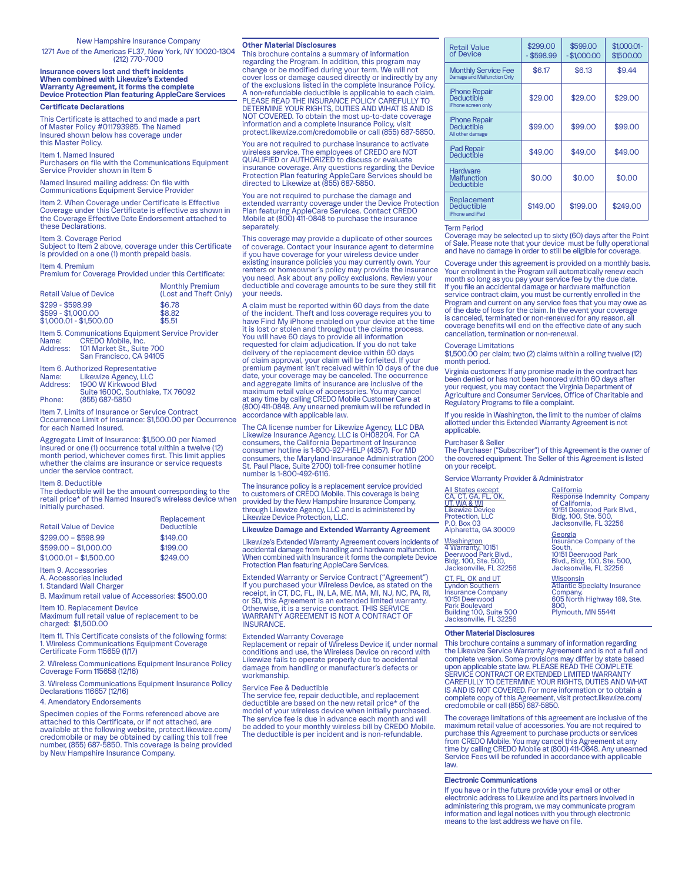New Hampshire Insurance Company

1271 Ave of the Americas FL37, New York, NY 10020-1304
(212) 770-7000

**Insurance covers lost and theft incidents When combined with Likewize's Extended Warranty Agreement, it forms the complete Device Protection Plan featuring AppleCare Services**

**Certificate Declarations**

This Certificate is attached to and made a part of Master Policy #011793985. The Named Insured shown below has coverage under this Master Policy.

Item 1. Named Insured
Purchasers on file with the Communications Equipment Service Provider shown in Item 5

Named Insured mailing address: On file with Communications Equipment Service Provider

Item 2. When Coverage under Certificate is Effective
Coverage under this Certificate is effective as shown in the Coverage Effective Date Endorsement attached to these Declarations.

Item 3. Coverage Period
Subject to Item 2 above, coverage under this Certificate is provided on a one (1) month prepaid basis.

Item 4. Premium
Premium for Coverage Provided under this Certificate:

| Retail Value of Device | Monthly Premium (Lost and Theft Only) |
|---|---|
| $299 - $598.99 | $6.78 |
| $599 - $1,000.00 | $8.82 |
| $1,000.01 - $1,500.00 | $5.51 |

Item 5. Communications Equipment Service Provider
Name: CREDO Mobile, Inc.
Address: 101 Market St., Suite 700
San Francisco, CA 94105

Item 6. Authorized Representative
Name: Likewize Agency, LLC
Address: 1900 W Kirkwood Blvd
Suite 1600C, Southlake, TX 76092
Phone: (855) 687-5850

Item 7. Limits of Insurance or Service Contract
Occurrence Limit of Insurance: $1,500.00 per Occurrence for each Named Insured.

Aggregate Limit of Insurance: $1,500.00 per Named Insured or one (1) occurrence total within a twelve (12) month period, whichever comes first. This limit applies whether the claims are insurance or service requests under the service contract.

Item 8. Deductible
The deductible will be the amount corresponding to the retail price* of the Named Insured's wireless device when initially purchased.

| Retail Value of Device | Replacement Deductible |
|---|---|
| $299.00 – $598.99 | $149.00 |
| $599.00 – $1,000.00 | $199.00 |
| $1,000.01 – $1,500.00 | $249.00 |

Item 9. Accessories
A. Accessories Included
1. Standard Wall Charger

B. Maximum retail value of Accessories: $500.00

Item 10. Replacement Device
Maximum full retail value of replacement to be charged: $1,500.00

Item 11. This Certificate consists of the following forms:
1. Wireless Communications Equipment Coverage Certificate Form 115659 (1/17)

2. Wireless Communications Equipment Insurance Policy Coverage Form 115658 (12/16)

3. Wireless Communications Equipment Insurance Policy Declarations 116657 (12/16)

4. Amendatory Endorsements

Specimen copies of the Forms referenced above are attached to this Certificate, or if not attached, are available at the following website, protect.likewize.com/credomobile or may be obtained by calling this toll free number, (855) 687-5850. This coverage is being provided by New Hampshire Insurance Company.

**Other Material Disclosures**

This brochure contains a summary of information regarding the Program. In addition, this program may change or be modified during your term. We will not cover loss or damage caused directly or indirectly by any of the exclusions listed in the complete Insurance Policy. A non-refundable deductible is applicable to each claim. PLEASE READ THE INSURANCE POLICY CAREFULLY TO DETERMINE YOUR RIGHTS, DUTIES AND WHAT IS AND IS NOT COVERED. To obtain the most up-to-date coverage information and a complete Insurance Policy, visit protect.likewize.com/credomobile or call (855) 687-5850.

You are not required to purchase insurance to activate wireless service. The employees of CREDO are NOT QUALIFIED or AUTHORIZED to discuss or evaluate insurance coverage. Any questions regarding the Device Protection Plan featuring AppleCare Services should be directed to Likewize at (855) 687-5850.

You are not required to purchase the damage and extended warranty coverage under the Device Protection Plan featuring AppleCare Services. Contact CREDO Mobile at (800) 411-0848 to purchase the insurance separately.

This coverage may provide a duplicate of other sources of coverage. Contact your insurance agent to determine if you have coverage for your wireless device under existing insurance policies you may currently own. Your renters or homeowner's policy may provide the insurance you need. Ask about any policy exclusions. Review your deductible and coverage amounts to be sure they still fit your needs.

A claim must be reported within 60 days from the date of the incident. Theft and loss coverage requires you to have Find My iPhone enabled on your device at the time it is lost or stolen and throughout the claims process. You will have 60 days to provide all information requested for claim adjudication. If you do not take delivery of the replacement device within 60 days of claim approval, your claim will be forfeited. If your premium payment isn't received within 10 days of the due date, your coverage may be canceled. The occurrence and aggregate limits of insurance are inclusive of the maximum retail value of accessories. You may cancel at any time by calling CREDO Mobile Customer Care at (800) 411-0848. Any unearned premium will be refunded in accordance with applicable law.

The CA license number for Likewize Agency, LLC DBA Likewize Insurance Agency, LLC is 0H08204. For CA consumers, the California Department of Insurance consumer hotline is 1-800-927-HELP (4357). For MD consumers, the Maryland Insurance Administration (200 St. Paul Place, Suite 2700) toll-free consumer hotline number is 1-800-492-6116.

The insurance policy is a replacement service provided to customers of CREDO Mobile. This coverage is being provided by the New Hampshire Insurance Company, through Likewize Agency, LLC and is administered by Likewize Device Protection, LLC.

**Likewize Damage and Extended Warranty Agreement**

Likewize's Extended Warranty Agreement covers incidents of accidental damage from handling and hardware malfunction. When combined with Insurance it forms the complete Device Protection Plan featuring AppleCare Services.

Extended Warranty or Service Contract ("Agreement")
If you purchased your Wireless Device, as stated on the receipt, in CT, DC, FL, IN, LA, ME, MA, MI, NJ, NC, PA, RI, or SD, this Agreement is an extended limited warranty. Otherwise, it is a service contract. THIS SERVICE WARRANTY AGREEMENT IS NOT A CONTRACT OF INSURANCE.

Extended Warranty Coverage
Replacement or repair of Wireless Device if, under normal conditions and use, the Wireless Device on record with Likewize fails to operate properly due to accidental damage from handling or manufacturer's defects or workmanship.

Service Fee & Deductible
The service fee, repair deductible, and replacement deductible are based on the new retail price* of the model of your wireless device when initially purchased. The service fee is due in advance each month and will be added to your monthly wireless bill by CREDO Mobile. The deductible is per incident and is non-refundable.

| Retail Value of Device | $299.00 - $598.99 | $599.00 - $1,000.00 | $1,000.01 - $1500.00 |
|---|---|---|---|
| Monthly Service Fee (Damage and Malfunction Only) | $6.17 | $6.13 | $9.44 |
| iPhone Repair Deductible (iPhone screen only) | $29.00 | $29.00 | $29.00 |
| iPhone Repair Deductible (All other damage) | $99.00 | $99.00 | $99.00 |
| iPad Repair Deductible | $49.00 | $49.00 | $49.00 |
| Hardware Malfunction Deductible | $0.00 | $0.00 | $0.00 |
| Replacement Deductible (iPhone and iPad) | $149.00 | $199.00 | $249.00 |

Term Period
Coverage may be selected up to sixty (60) days after the Point of Sale. Please note that your device must be fully operational and have no damage in order to still be eligible for coverage.

Coverage under this agreement is provided on a monthly basis. Your enrollment in the Program will automatically renew each month so long as you pay your service fee by the due date. If you file an accidental damage or hardware malfunction service contract claim, you must be currently enrolled in the Program and current on any service fees that you may owe as of the date of loss for the claim. In the event your coverage is canceled, terminated or non-renewed for any reason, all coverage benefits will end on the effective date of any such cancellation, termination or non-renewal.

Coverage Limitations
$1,500.00 per claim; two (2) claims within a rolling twelve (12) month period.

Virginia customers: If any promise made in the contract has been denied or has not been honored within 60 days after your request, you may contact the Virginia Department of Agriculture and Consumer Services, Office of Charitable and Regulatory Programs to file a complaint.

If you reside in Washington, the limit to the number of claims allotted under this Extended Warranty Agreement is not applicable.

Purchaser & Seller
The Purchaser ("Subscriber") of this Agreement is the owner of the covered equipment. The Seller of this Agreement is listed on your receipt.

Service Warranty Provider & Administrator

All States except CA, CT, GA, FL, OK, UT, WA & WI
Likewize Device Protection, LLC
P.O. Box 03
Alpharetta, GA 30009

Washington
4 Warranty, 10151 Deerwood Park Blvd., Bldg. 100, Ste. 500, Jacksonville, FL 32256

CT, FL, OK and UT
Lyndon Southern Insurance Company
10151 Deerwood Park Boulevard
Building 100, Suite 500
Jacksonville, FL 32256

California
Response Indemnity Company of California,
10151 Deerwood Park Blvd., Bldg. 100, Ste. 500, Jacksonville, FL 32256

Georgia
Insurance Company of the South,
10151 Deerwood Park Blvd., Bldg. 100, Ste. 500, Jacksonville, FL 32256

Wisconsin
Atlantic Specialty Insurance Company,
605 North Highway 169, Ste. 800,
Plymouth, MN 55441

**Other Material Disclosures**

This brochure contains a summary of information regarding the Likewize Service Warranty Agreement and is not a full and complete version. Some provisions may differ by state based upon applicable state law. PLEASE READ THE COMPLETE SERVICE CONTRACT OR EXTENDED LIMITED WARRANTY CAREFULLY TO DETERMINE YOUR RIGHTS, DUTIES AND WHAT IS AND IS NOT COVERED. For more information or to obtain a complete copy of this Agreement, visit protect.likewize.com/credomobile or call (855) 687-5850.

The coverage limitations of this agreement are inclusive of the maximum retail value of accessories. You are not required to purchase this Agreement to purchase products or services from CREDO Mobile. You may cancel this Agreement at any time by calling CREDO Mobile at (800) 411-0848. Any unearned Service Fees will be refunded in accordance with applicable law.

**Electronic Communications**

If you have or in the future provide your email or other electronic address to Likewize and its partners involved in administering this program, we may communicate program information and legal notices with you through electronic means to the last address we have on file.